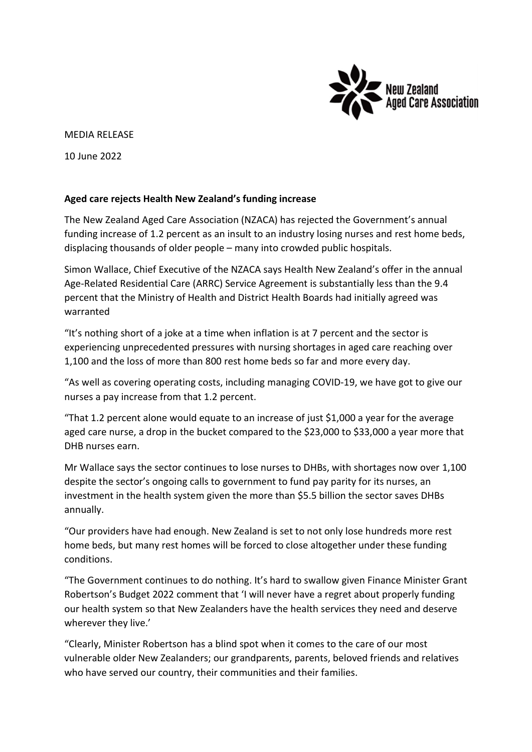MEDIA RELEASE

10 June 2022

**Aged care rejects Health New Zealand's funding increase**

The New Zealand Aged Care Association (NZACA) has rejected the Government's annual funding increase of 1.2 percent as an insult to an industry losing nurses and rest home beds, displacing thousands of older people – many into crowded public hospitals.

Simon Wallace, Chief Executive of the NZACA says Health New Zealand's offer in the annual Age-Related Residential Care (ARRC) Service Agreement is substantially less than the 9.4 percent that the Ministry of Health and District Health Boards had initially agreed was warranted

"It's nothing short of a joke at a time when inflation is at 7 percent and the sector is experiencing unprecedented pressures with nursing shortages in aged care reaching over 1,100 and the loss of more than 800 rest home beds so far and more every day.

"As well as covering operating costs, including managing COVID-19, we have got to give our nurses a pay increase from that 1.2 percent.

"That 1.2 percent alone would equate to an increase of just $1,000 a year for the average aged care nurse, a drop in the bucket compared to the $23,000 to $33,000 a year more that DHB nurses earn.

Mr Wallace says the sector continues to lose nurses to DHBs, with shortages now over 1,100 despite the sector's ongoing calls to government to fund pay parity for its nurses, an investment in the health system given the more than $5.5 billion the sector saves DHBs annually.

"Our providers have had enough. New Zealand is set to not only lose hundreds more rest home beds, but many rest homes will be forced to close altogether under these funding conditions.

"The Government continues to do nothing. It's hard to swallow given Finance Minister Grant Robertson's Budget 2022 comment that 'I will never have a regret about properly funding our health system so that New Zealanders have the health services they need and deserve wherever they live.'

"Clearly, Minister Robertson has a blind spot when it comes to the care of our most vulnerable older New Zealanders; our grandparents, parents, beloved friends and relatives who have served our country, their communities and their families.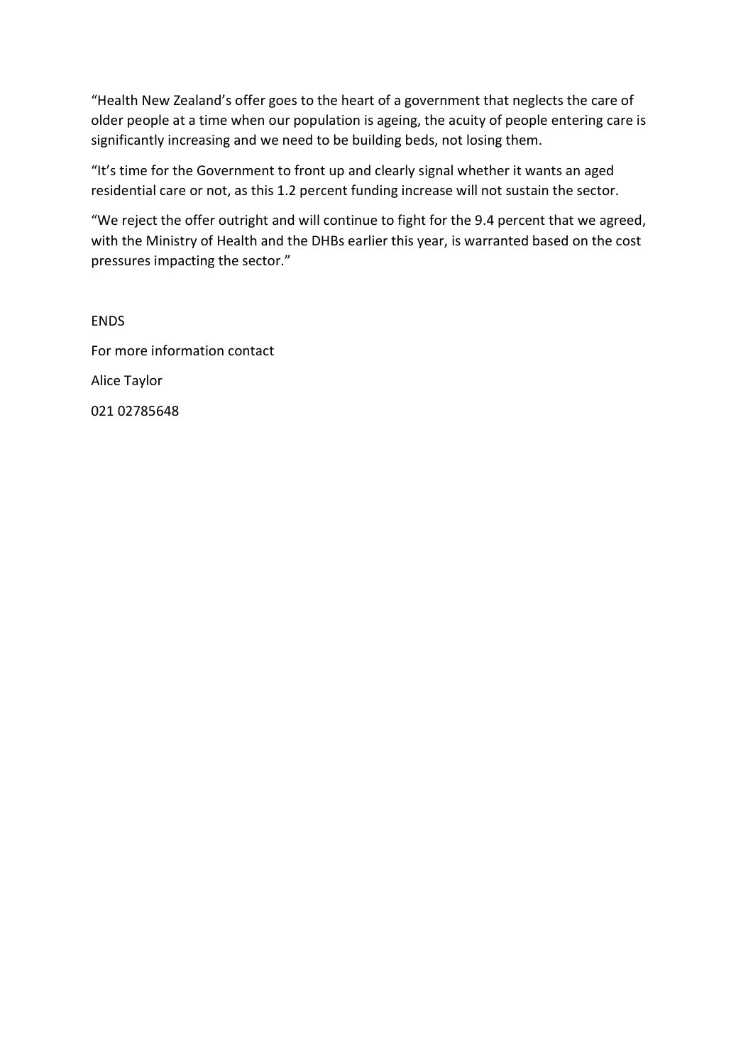"Health New Zealand's offer goes to the heart of a government that neglects the care of older people at a time when our population is ageing, the acuity of people entering care is significantly increasing and we need to be building beds, not losing them.

"It's time for the Government to front up and clearly signal whether it wants an aged residential care or not, as this 1.2 percent funding increase will not sustain the sector.

"We reject the offer outright and will continue to fight for the 9.4 percent that we agreed, with the Ministry of Health and the DHBs earlier this year, is warranted based on the cost pressures impacting the sector."

ENDS

For more information contact

Alice Taylor

021 02785648